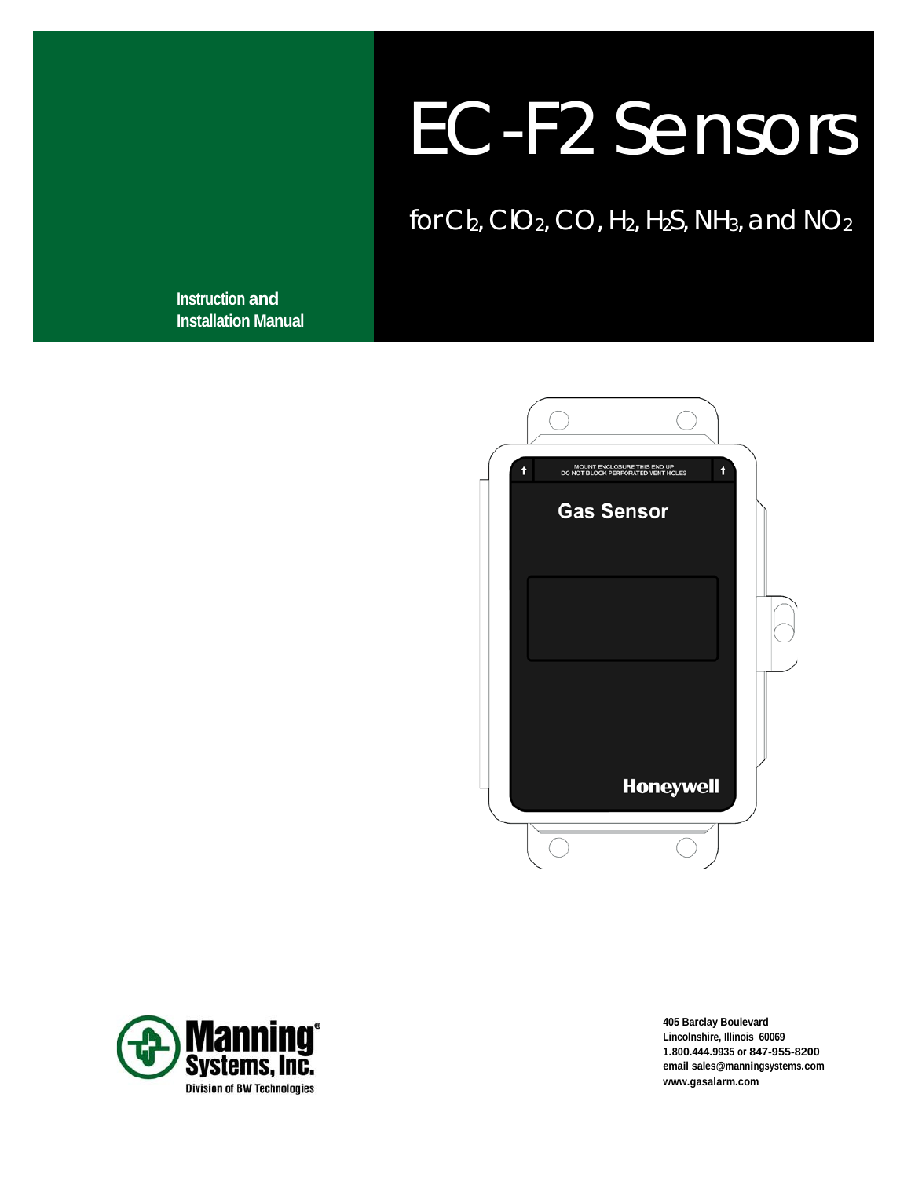# EC-F2 Sensors

## for $Cl_2$, $ClO_2$, CO, $H_2$, $H_2S$, $NH_3$, and $NO_2$

**Instruction and Installation Manual**

MOUNT ENCLOSURE THIS END UP
DO NOT BLOCK PERFORATED VENT HOLES

Gas Sensor

Honeywell

Manning® Systems, Inc.
Division of BW Technologies

**405 Barclay Boulevard**
**Lincolnshire, Illinois 60069**
**1.800.444.9935 or 847-955-8200**
**email sales@manningsystems.com**
**www.gasalarm.com**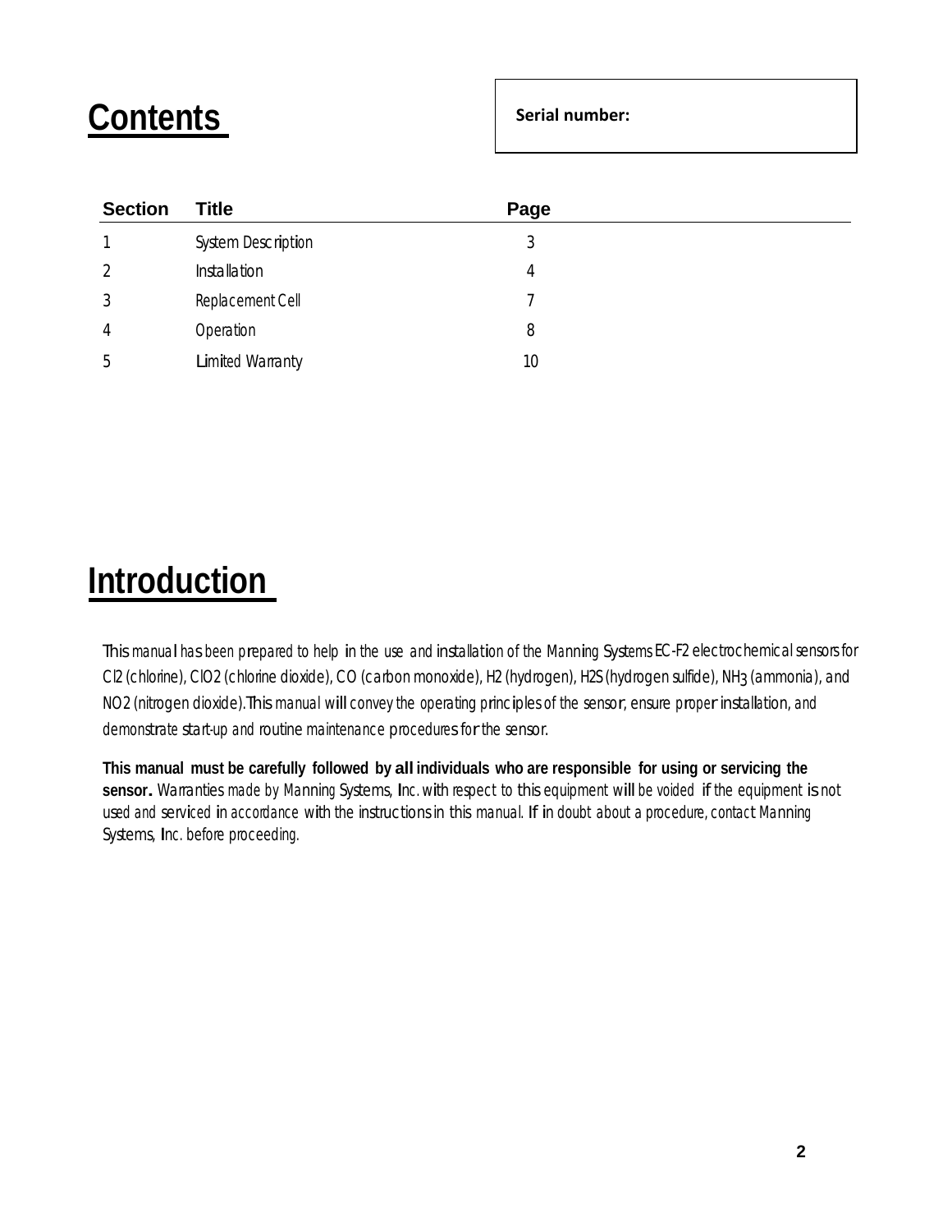# Contents

**Serial number:**

| Section | Title | Page |
|---|---|---|
| 1 | System Description | 3 |
| 2 | Installation | 4 |
| 3 | Replacement Cell | 7 |
| 4 | Operation | 8 |
| 5 | Limited Warranty | 10 |

# Introduction

This manual has been prepared to help in the use and installation of the Manning Systems EC-F2 electrochemical sensors for Cl2 (chlorine), ClO2 (chlorine dioxide), CO (carbon monoxide), H2 (hydrogen), H2S (hydrogen sulfide), $NH_3$ (ammonia), and NO2 (nitrogen dioxide). This manual will convey the operating principles of the sensor, ensure proper installation, and demonstrate start-up and routine maintenance procedures for the sensor.

**This manual must be carefully followed by all individuals who are responsible for using or servicing the sensor.** Warranties made by Manning Systems, Inc. with respect to this equipment will be voided if the equipment is not used and serviced in accordance with the instructions in this manual. If in doubt about a procedure, contact Manning Systems, Inc. before proceeding.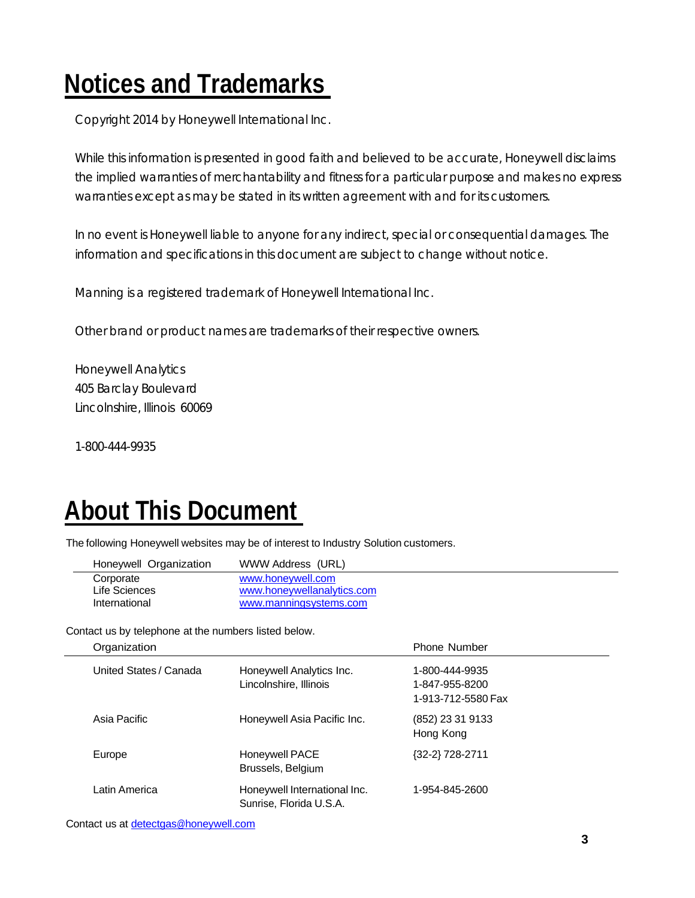# Notices and Trademarks

Copyright 2014 by Honeywell International Inc.

While this information is presented in good faith and believed to be accurate, Honeywell disclaims the implied warranties of merchantability and fitness for a particular purpose and makes no express warranties except as may be stated in its written agreement with and for its customers.

In no event is Honeywell liable to anyone for any indirect, special or consequential damages. The information and specifications in this document are subject to change without notice.

Manning is a registered trademark of Honeywell International Inc.

Other brand or product names are trademarks of their respective owners.

Honeywell Analytics
405 Barclay Boulevard
Lincolnshire, Illinois 60069

1-800-444-9935

# About This Document

The following Honeywell websites may be of interest to Industry Solution customers.

| Honeywell Organization | WWW Address (URL) |
|---|---|
| Corporate | www.honeywell.com |
| Life Sciences | www.honeywellanalytics.com |
| International | www.manningsystems.com |

Contact us by telephone at the numbers listed below.

| Organization | | Phone Number |
|---|---|---|
| United States / Canada | Honeywell Analytics Inc.<br>Lincolnshire, Illinois | 1-800-444-9935<br>1-847-955-8200<br>1-913-712-5580 Fax |
| Asia Pacific | Honeywell Asia Pacific Inc. | (852) 23 31 9133<br>Hong Kong |
| Europe | Honeywell PACE<br>Brussels, Belgium | {32-2} 728-2711 |
| Latin America | Honeywell International Inc.<br>Sunrise, Florida U.S.A. | 1-954-845-2600 |

Contact us at detectgas@honeywell.com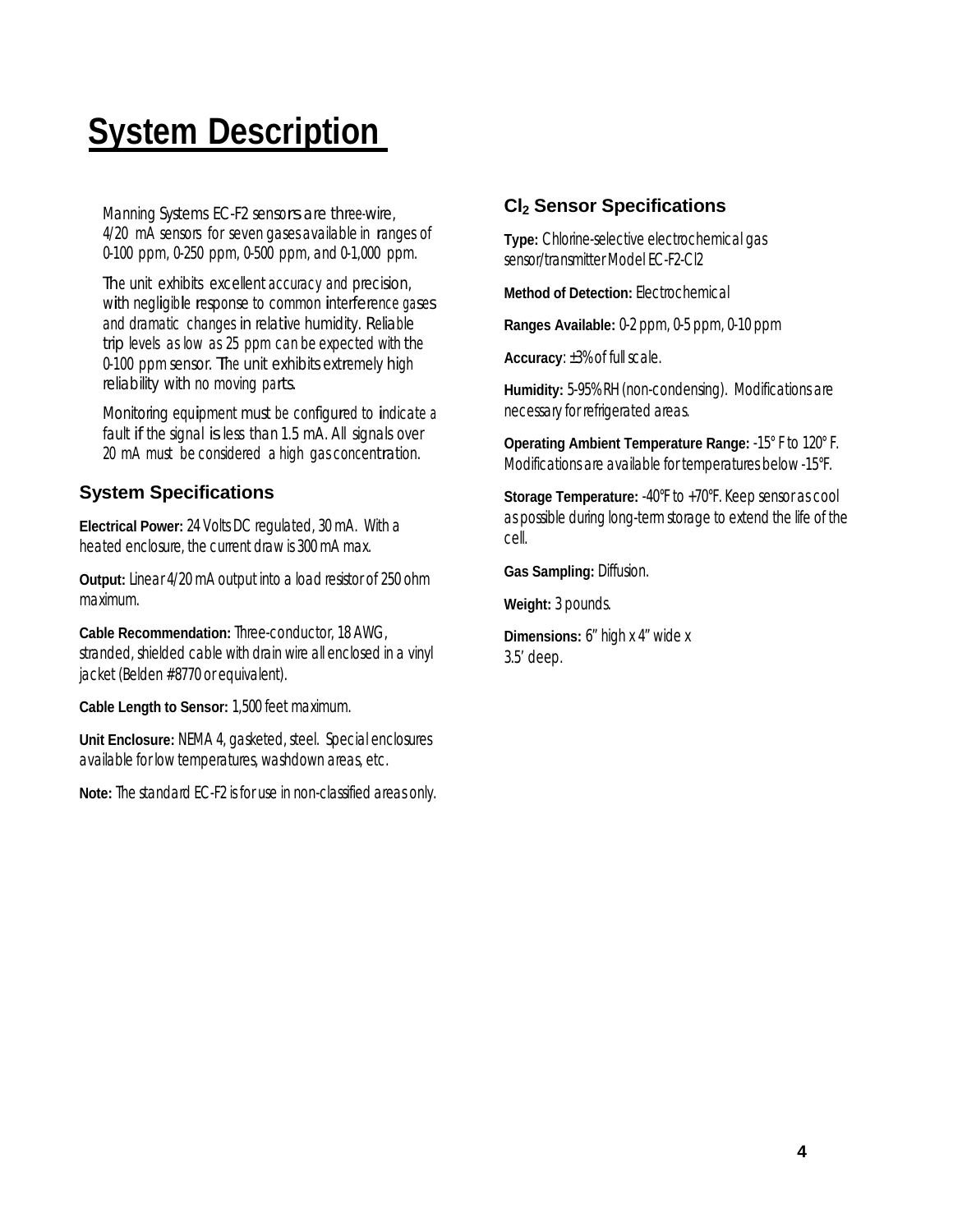# System Description

Manning Systems EC-F2 sensors are three-wire, 4/20 mA sensors for seven gases available in ranges of 0-100 ppm, 0-250 ppm, 0-500 ppm, and 0-1,000 ppm.

The unit exhibits excellent accuracy and precision, with negligible response to common interference gases and dramatic changes in relative humidity. Reliable trip levels as low as 25 ppm can be expected with the 0-100 ppm sensor. The unit exhibits extremely high reliability with no moving parts.

Monitoring equipment must be configured to indicate a fault if the signal is less than 1.5 mA. All signals over 20 mA must be considered a high gas concentration.

## System Specifications

**Electrical Power:** 24 Volts DC regulated, 30 mA. With a heated enclosure, the current draw is 300 mA max.

**Output:** Linear 4/20 mA output into a load resistor of 250 ohm maximum.

**Cable Recommendation:** Three-conductor, 18 AWG, stranded, shielded cable with drain wire all enclosed in a vinyl jacket (Belden #8770 or equivalent).

**Cable Length to Sensor:** 1,500 feet maximum.

**Unit Enclosure:** NEMA 4, gasketed, steel. Special enclosures available for low temperatures, washdown areas, etc.

**Note:** The standard EC-F2 is for use in non-classified areas only.

## $Cl_2$ Sensor Specifications

**Type:** Chlorine-selective electrochemical gas sensor/transmitter Model EC-F2-Cl2

**Method of Detection:** Electrochemical

**Ranges Available:** 0-2 ppm, 0-5 ppm, 0-10 ppm

**Accuracy**: ±3% of full scale.

**Humidity:** 5-95% RH (non-condensing). Modifications are necessary for refrigerated areas.

**Operating Ambient Temperature Range:** -15° F to 120° F. Modifications are available for temperatures below -15°F.

**Storage Temperature:** -40°F to +70°F. Keep sensor as cool as possible during long-term storage to extend the life of the cell.

**Gas Sampling:** Diffusion.

**Weight:** 3 pounds.

**Dimensions:** 6" high x 4" wide x 3.5' deep.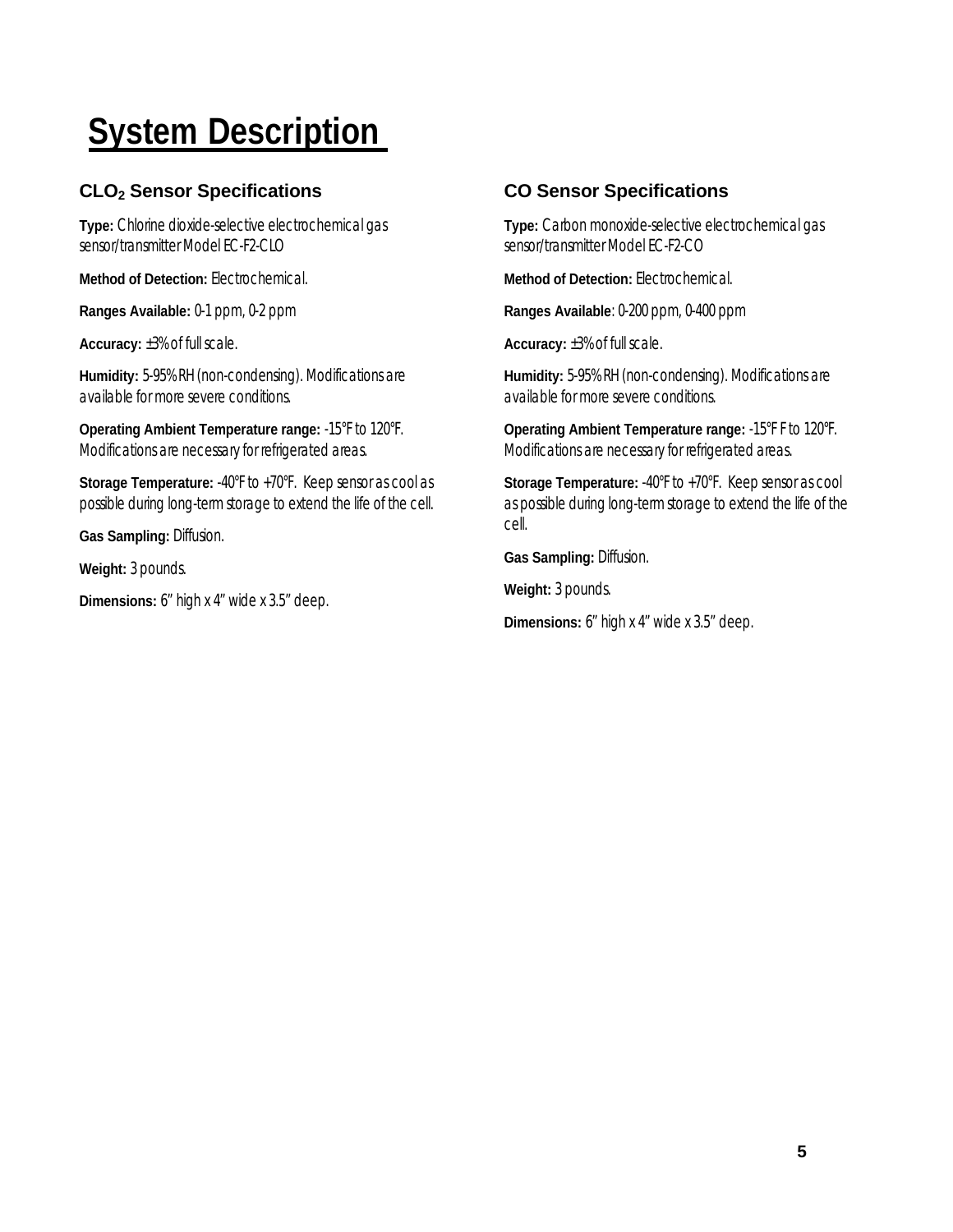# System Description

## $CLO_2$ Sensor Specifications

**Type:** Chlorine dioxide-selective electrochemical gas sensor/transmitter Model EC-F2-CLO

**Method of Detection:** Electrochemical.

**Ranges Available:** 0-1 ppm, 0-2 ppm

**Accuracy:** ±3% of full scale.

**Humidity:** 5-95% RH (non-condensing). Modifications are available for more severe conditions.

**Operating Ambient Temperature range:** -15°F to 120°F. Modifications are necessary for refrigerated areas.

**Storage Temperature:** -40°F to +70°F. Keep sensor as cool as possible during long-term storage to extend the life of the cell.

**Gas Sampling:** Diffusion.

**Weight:** 3 pounds.

**Dimensions:** 6" high x 4" wide x 3.5" deep.

## CO Sensor Specifications

**Type:** Carbon monoxide-selective electrochemical gas sensor/transmitter Model EC-F2-CO

**Method of Detection:** Electrochemical.

**Ranges Available**: 0-200 ppm, 0-400 ppm

**Accuracy:** ±3% of full scale.

**Humidity:** 5-95% RH (non-condensing). Modifications are available for more severe conditions.

**Operating Ambient Temperature range:** -15°F F to 120°F. Modifications are necessary for refrigerated areas.

**Storage Temperature:** -40°F to +70°F. Keep sensor as cool as possible during long-term storage to extend the life of the cell.

**Gas Sampling:** Diffusion.

**Weight:** 3 pounds.

**Dimensions:** 6" high x 4" wide x 3.5" deep.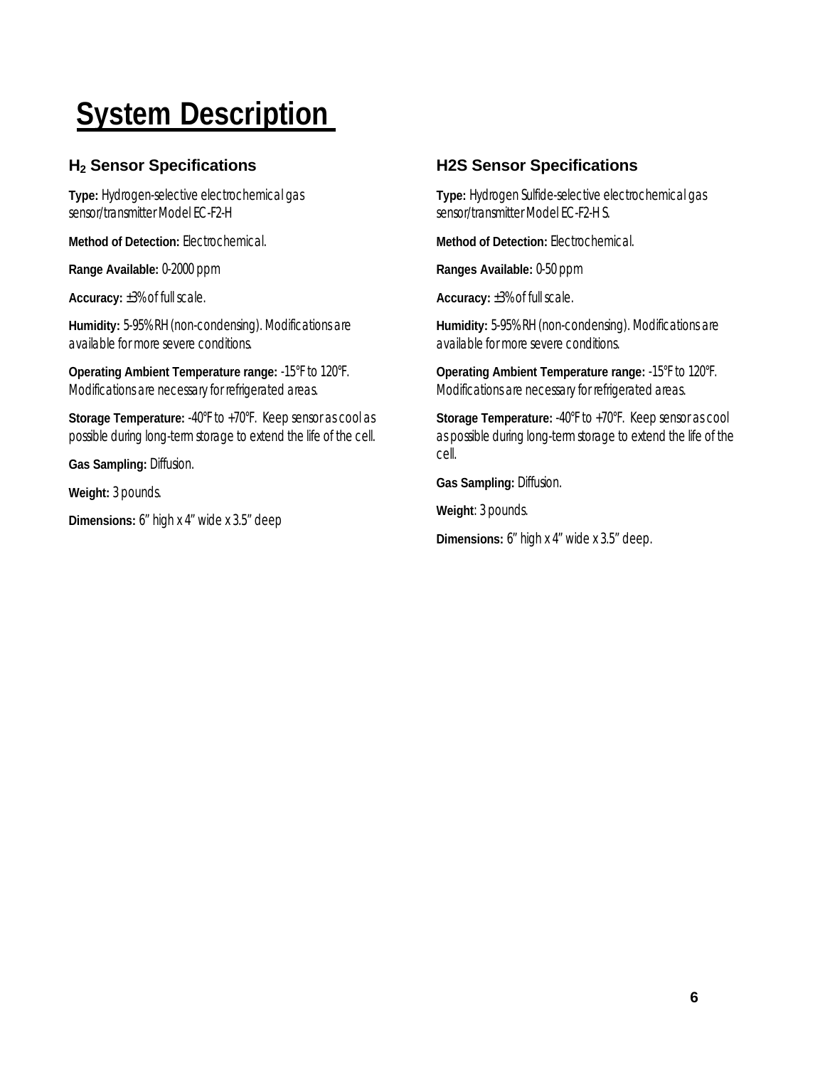# System Description

## $H_2$ Sensor Specifications

**Type:** Hydrogen-selective electrochemical gas sensor/transmitter Model EC-F2-H

**Method of Detection:** Electrochemical.

**Range Available:** 0-2000 ppm

**Accuracy:** ±3% of full scale.

**Humidity:** 5-95% RH (non-condensing). Modifications are available for more severe conditions.

**Operating Ambient Temperature range:** -15°F to 120°F. Modifications are necessary for refrigerated areas.

**Storage Temperature:** -40°F to +70°F. Keep sensor as cool as possible during long-term storage to extend the life of the cell.

**Gas Sampling:** Diffusion.

**Weight:** 3 pounds.

**Dimensions:** 6" high x 4" wide x 3.5" deep

## H2S Sensor Specifications

**Type:** Hydrogen Sulfide-selective electrochemical gas sensor/transmitter Model EC-F2-HS.

**Method of Detection:** Electrochemical.

**Ranges Available:** 0-50 ppm

**Accuracy:** ±3% of full scale.

**Humidity:** 5-95% RH (non-condensing). Modifications are available for more severe conditions.

**Operating Ambient Temperature range:** -15°F to 120°F. Modifications are necessary for refrigerated areas.

**Storage Temperature:** -40°F to +70°F. Keep sensor as cool as possible during long-term storage to extend the life of the cell.

**Gas Sampling:** Diffusion.

**Weight**: 3 pounds.

**Dimensions:** 6" high x 4" wide x 3.5" deep.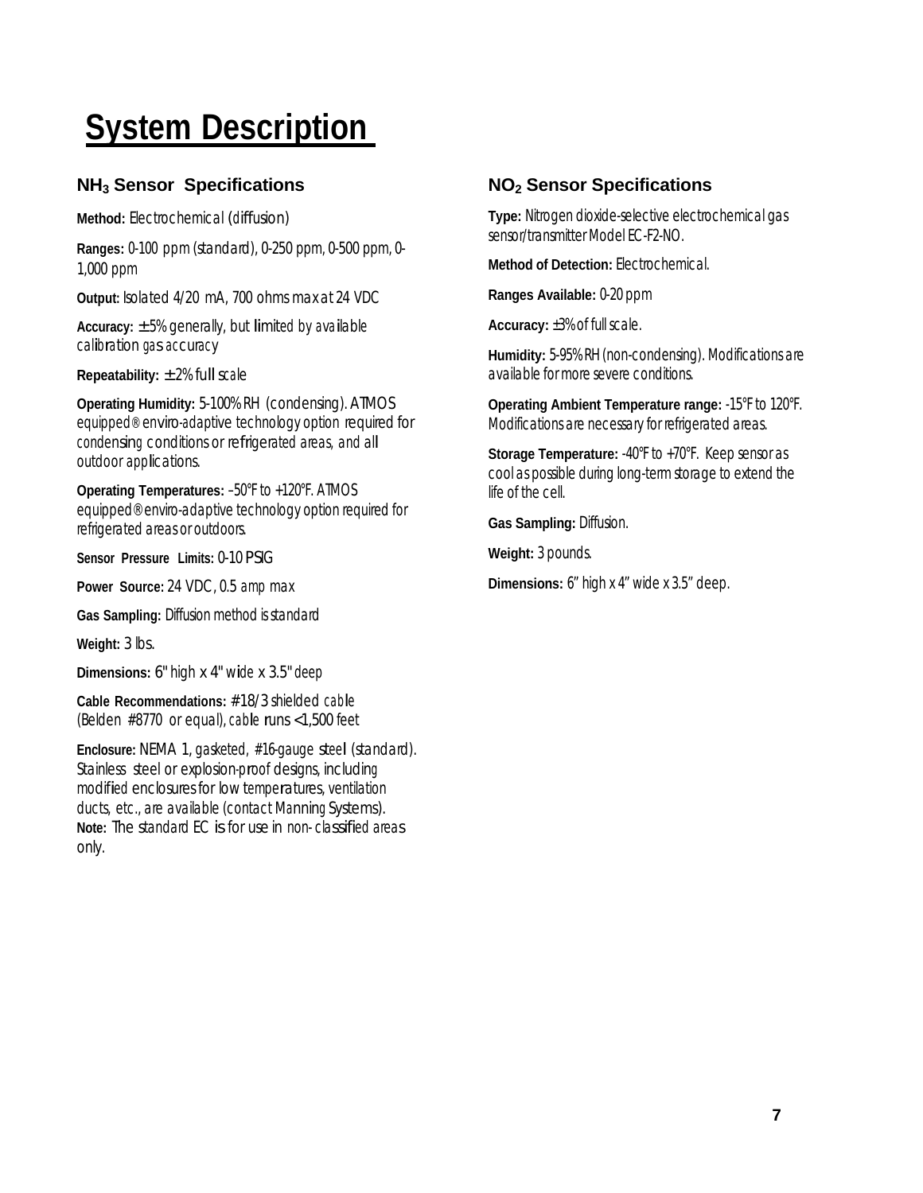# System Description

## $NH_3$ Sensor Specifications

**Method:** Electrochemical (diffusion)

**Ranges:** 0-100 ppm (standard), 0-250 ppm, 0-500 ppm, 0-1,000 ppm

**Output:** Isolated 4/20 mA, 700 ohms max at 24 VDC

**Accuracy:** ± 5% generally, but limited by available calibration gas accuracy

**Repeatability:** ± 2% full scale

**Operating Humidity:** 5-100% RH (condensing). ATMOS equipped® enviro-adaptive technology option required for condensing conditions or refrigerated areas, and all outdoor applications.

**Operating Temperatures:** –50°F to +120°F. ATMOS equipped® enviro-adaptive technology option required for refrigerated areas or outdoors.

**Sensor Pressure Limits:** 0-10 PSIG

**Power Source:** 24 VDC, 0.5 amp max

**Gas Sampling:** Diffusion method is standard

**Weight:** 3 lbs.

**Dimensions:** 6" high x 4" wide x 3.5" deep

**Cable Recommendations:** #18/3 shielded cable (Belden #8770 or equal), cable runs <1,500 feet

**Enclosure:** NEMA 1, gasketed, #16-gauge steel (standard). Stainless steel or explosion-proof designs, including modified enclosures for low temperatures, ventilation ducts, etc., are available (contact Manning Systems). **Note:** The standard EC is for use in non- classified areas only.

## $NO_2$ Sensor Specifications

**Type:** Nitrogen dioxide-selective electrochemical gas sensor/transmitter Model EC-F2-NO.

**Method of Detection:** Electrochemical.

**Ranges Available:** 0-20 ppm

**Accuracy:** ±3% of full scale.

**Humidity:** 5-95% RH (non-condensing). Modifications are available for more severe conditions.

**Operating Ambient Temperature range:** -15°F to 120°F. Modifications are necessary for refrigerated areas.

**Storage Temperature:** -40°F to +70°F. Keep sensor as cool as possible during long-term storage to extend the life of the cell.

**Gas Sampling:** Diffusion.

**Weight:** 3 pounds.

**Dimensions:** 6" high x 4" wide x 3.5" deep.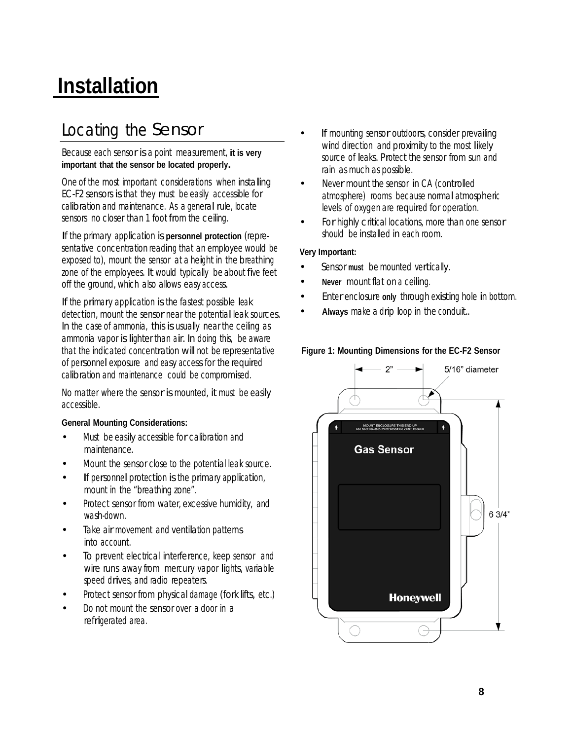# Installation

## Locating the Sensor

Because each sensor is a point measurement, **it is very important that the sensor be located properly.**

One of the most important considerations when installing EC-F2 sensors is that they must be easily accessible for calibration and maintenance. As a general rule, locate sensors no closer than 1 foot from the ceiling.

If the primary application is **personnel protection** (representative concentration reading that an employee would be exposed to), mount the sensor at a height in the breathing zone of the employees. It would typically be about five feet off the ground, which also allows easy access.

If the primary application is the fastest possible leak detection, mount the sensor near the potential leak sources. In the case of ammonia, this is usually near the ceiling as ammonia vapor is lighter than air. In doing this, be aware that the indicated concentration will not be representative of personnel exposure and easy access for the required calibration and maintenance could be compromised.

No matter where the sensor is mounted, it must be easily accessible.

**General Mounting Considerations:**

- Must be easily accessible for calibration and maintenance.
- Mount the sensor close to the potential leak source.
- If personnel protection is the primary application, mount in the "breathing zone".
- Protect sensor from water, excessive humidity, and wash-down.
- Take air movement and ventilation patterns into account.
- To prevent electrical interference, keep sensor and wire runs away from mercury vapor lights, variable speed drives, and radio repeaters.
- Protect sensor from physical damage (fork lifts, etc.)
- Do not mount the sensor over a door in a refrigerated area.
- If mounting sensor outdoors, consider prevailing wind direction and proximity to the most likely source of leaks. Protect the sensor from sun and rain as much as possible.
- Never mount the sensor in CA (controlled atmosphere) rooms because normal atmospheric levels of oxygen are required for operation.
- For highly critical locations, more than one sensor should be installed in each room.

**Very Important:**

- Sensor **must** be mounted vertically.
- **Never** mount flat on a ceiling.
- Enter enclosure **only** through existing hole in bottom.
- **Always** make a drip loop in the conduit..

**Figure 1: Mounting Dimensions for the EC-F2 Sensor**

2" — 5/16" diameter — 6 3/4"

MOUNT ENCLOSURE THIS END UP
DO NOT BLOCK PERFORATED VENT HOLES

Gas Sensor

Honeywell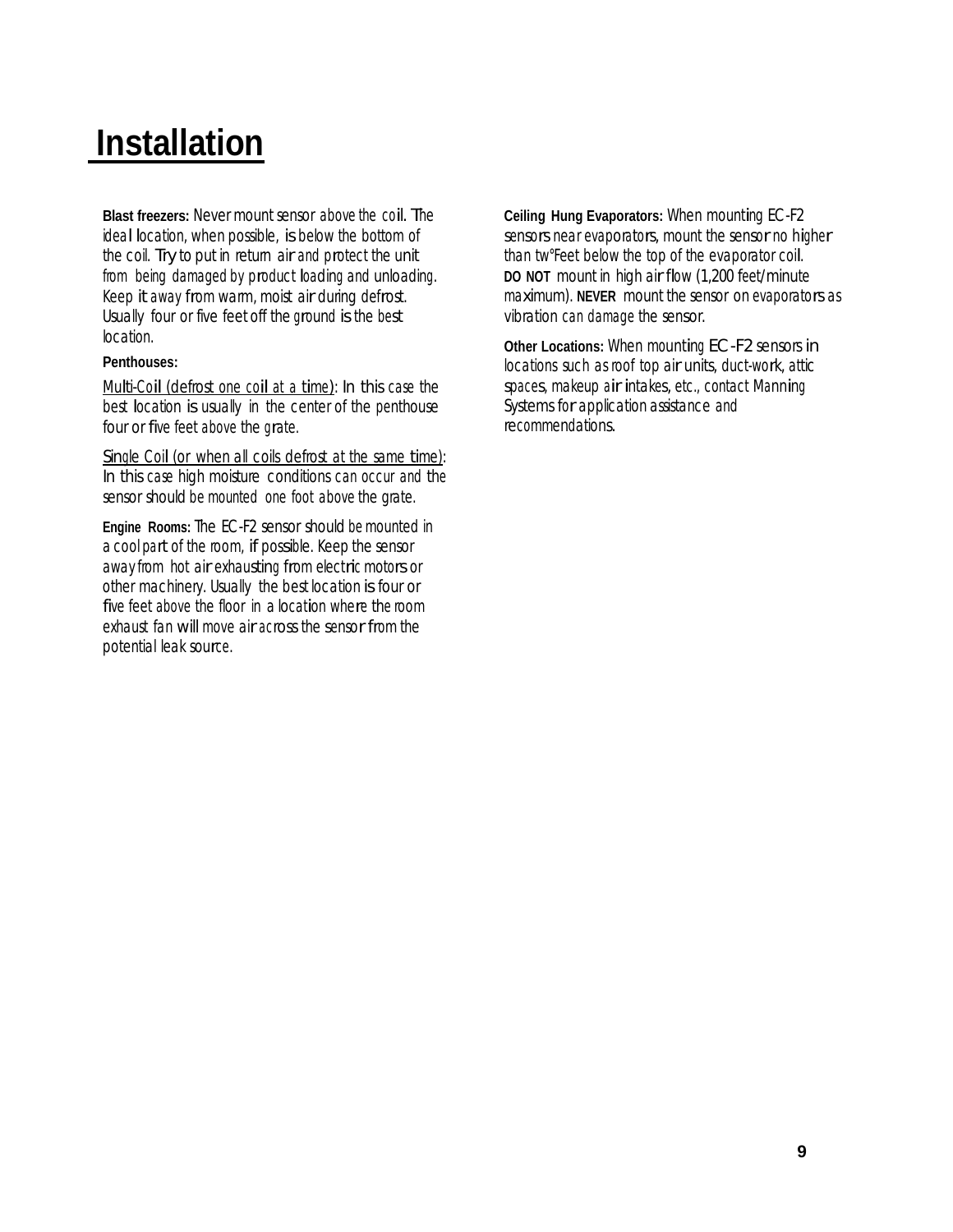# Installation

**Blast freezers:** Never mount sensor above the coil. The ideal location, when possible, is below the bottom of the coil. Try to put in return air and protect the unit from being damaged by product loading and unloading. Keep it away from warm, moist air during defrost. Usually four or five feet off the ground is the best location.

**Penthouses:**

Multi-Coil (defrost one coil at a time): In this case the best location is usually in the center of the penthouse four or five feet above the grate.

Single Coil (or when all coils defrost at the same time): In this case high moisture conditions can occur and the sensor should be mounted one foot above the grate.

**Engine Rooms:** The EC-F2 sensor should be mounted in a cool part of the room, if possible. Keep the sensor away from hot air exhausting from electric motors or other machinery. Usually the best location is four or five feet above the floor in a location where the room exhaust fan will move air across the sensor from the potential leak source.

**Ceiling Hung Evaporators:** When mounting EC-F2 sensors near evaporators, mount the sensor no higher than tw°Feet below the top of the evaporator coil. **DO NOT** mount in high air flow (1,200 feet/minute maximum). **NEVER** mount the sensor on evaporators as vibration can damage the sensor.

**Other Locations:** When mounting EC-F2 sensors in locations such as roof top air units, duct-work, attic spaces, makeup air intakes, etc., contact Manning Systems for application assistance and recommendations.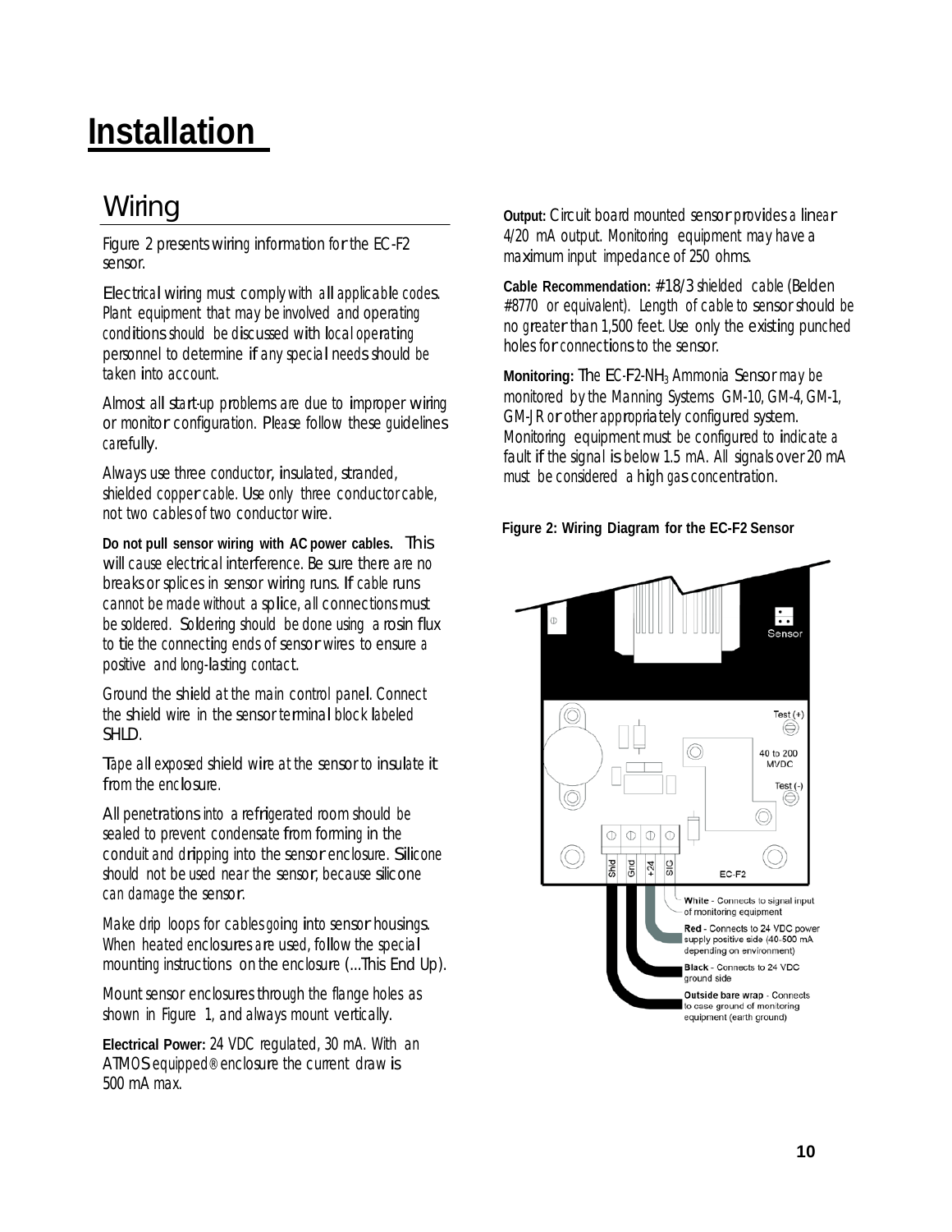# Installation

## Wiring

Figure 2 presents wiring information for the EC-F2 sensor.

Electrical wiring must comply with all applicable codes. Plant equipment that may be involved and operating conditions should be discussed with local operating personnel to determine if any special needs should be taken into account.

Almost all start-up problems are due to improper wiring or monitor configuration. Please follow these guidelines carefully.

Always use three conductor, insulated, stranded, shielded copper cable. Use only three conductor cable, not two cables of two conductor wire.

**Do not pull sensor wiring with AC power cables.** This will cause electrical interference. Be sure there are no breaks or splices in sensor wiring runs. If cable runs cannot be made without a splice, all connections must be soldered. Soldering should be done using a rosin flux to tie the connecting ends of sensor wires to ensure a positive and long-lasting contact.

Ground the shield at the main control panel. Connect the shield wire in the sensor terminal block labeled SHLD.

Tape all exposed shield wire at the sensor to insulate it from the enclosure.

All penetrations into a refrigerated room should be sealed to prevent condensate from forming in the conduit and dripping into the sensor enclosure. Silicone should not be used near the sensor, because silicone can damage the sensor.

Make drip loops for cables going into sensor housings. When heated enclosures are used, follow the special mounting instructions on the enclosure (...This End Up).

Mount sensor enclosures through the flange holes as shown in Figure 1, and always mount vertically.

**Electrical Power:** 24 VDC regulated, 30 mA. With an ATMOS equipped® enclosure the current draw is 500 mA max.

**Output:** Circuit board mounted sensor provides a linear 4/20 mA output. Monitoring equipment may have a maximum input impedance of 250 ohms.

**Cable Recommendation:** #18/3 shielded cable (Belden #8770 or equivalent). Length of cable to sensor should be no greater than 1,500 feet. Use only the existing punched holes for connections to the sensor.

**Monitoring:** The EC-F2-$NH_3$ Ammonia Sensor may be monitored by the Manning Systems GM-10, GM-4, GM-1, GM-JR or other appropriately configured system. Monitoring equipment must be configured to indicate a fault if the signal is below 1.5 mA. All signals over 20 mA must be considered a high gas concentration.

**Figure 2: Wiring Diagram for the EC-F2 Sensor**

Sensor

Test (+)

40 to 200 MVDC

Test (-)

Shld Gnd +24 SIG

EC-F2

**White** - Connects to signal input of monitoring equipment

**Red** - Connects to 24 VDC power supply positive side (40-500 mA depending on environment)

**Black** - Connects to 24 VDC ground side

**Outside bare wrap** - Connects to case ground of monitoring equipment (earth ground)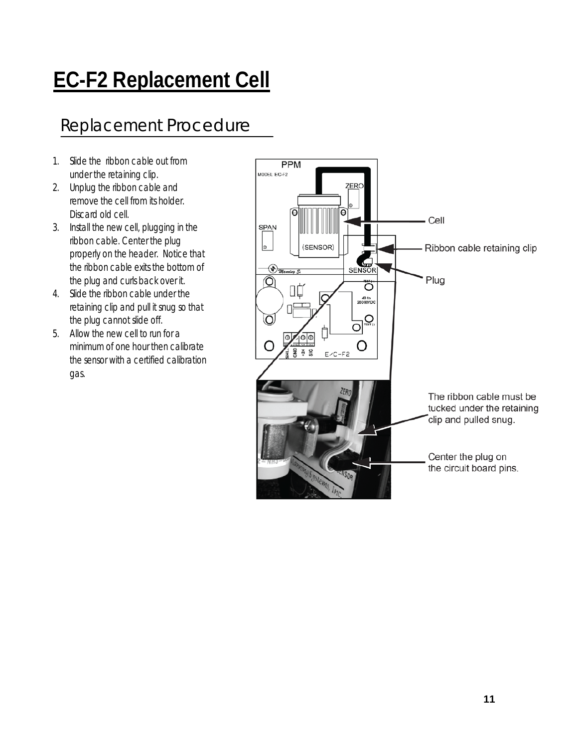# EC-F2 Replacement Cell

## Replacement Procedure

1. Slide the ribbon cable out from under the retaining clip.
2. Unplug the ribbon cable and remove the cell from its holder. Discard old cell.
3. Install the new cell, plugging in the ribbon cable. Center the plug properly on the header. Notice that the ribbon cable exits the bottom of the plug and curls back over it.
4. Slide the ribbon cable under the retaining clip and pull it snug so that the plug cannot slide off.
5. Allow the new cell to run for a minimum of one hour then calibrate the sensor with a certified calibration gas.

Cell

Ribbon cable retaining clip

Plug

The ribbon cable must be tucked under the retaining clip and pulled snug.

Center the plug on the circuit board pins.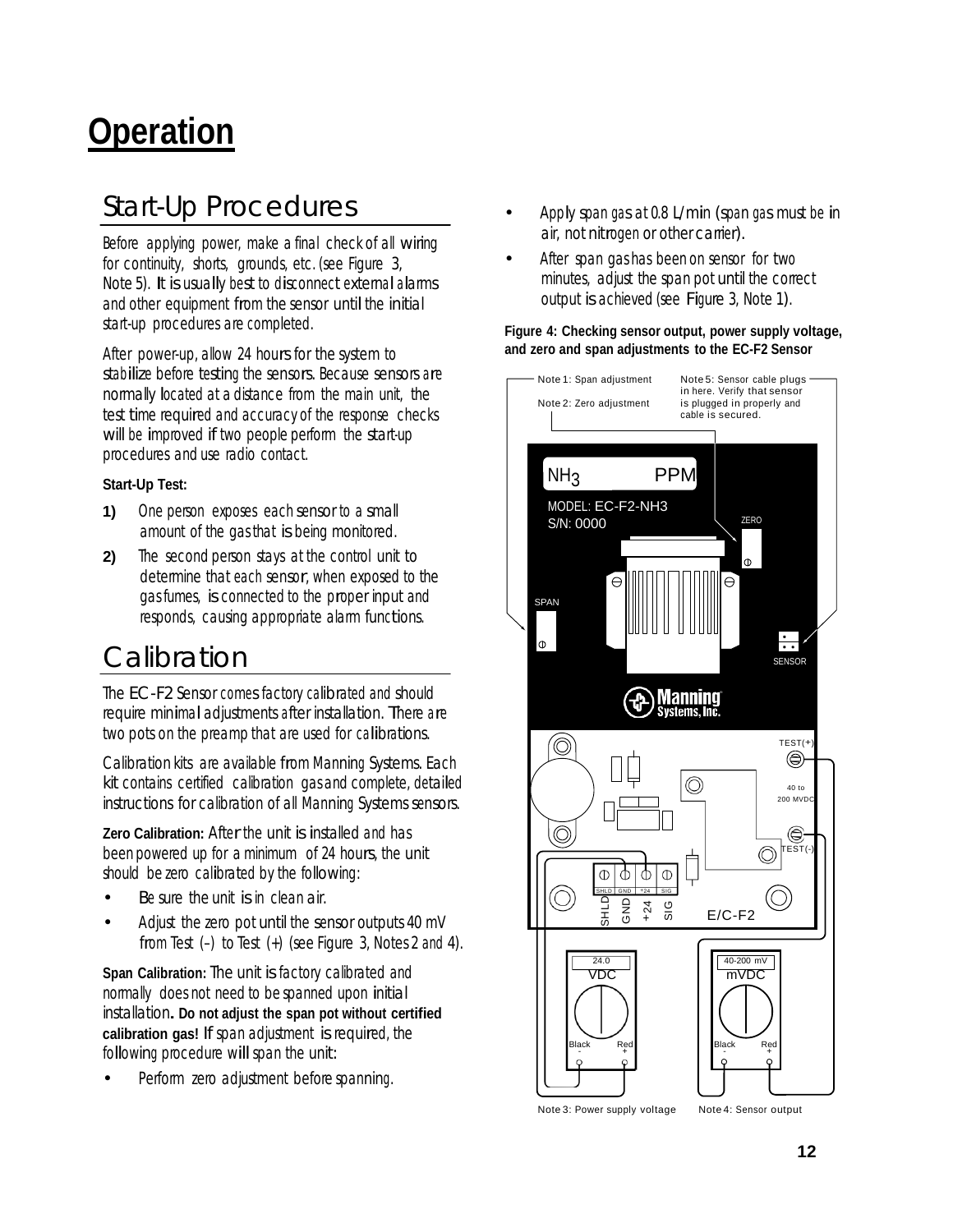# Operation

## Start-Up Procedures

Before applying power, make a final check of all wiring for continuity, shorts, grounds, etc. (see Figure 3, Note 5). It is usually best to disconnect external alarms and other equipment from the sensor until the initial start-up procedures are completed.

After power-up, allow 24 hours for the system to stabilize before testing the sensors. Because sensors are normally located at a distance from the main unit, the test time required and accuracy of the response checks will be improved if two people perform the start-up procedures and use radio contact.

**Start-Up Test:**

**1)** One person exposes each sensor to a small amount of the gas that is being monitored.

**2)** The second person stays at the control unit to determine that each sensor, when exposed to the gas fumes, is connected to the proper input and responds, causing appropriate alarm functions.

## Calibration

The EC-F2 Sensor comes factory calibrated and should require minimal adjustments after installation. There are two pots on the preamp that are used for calibrations.

Calibration kits are available from Manning Systems. Each kit contains certified calibration gas and complete, detailed instructions for calibration of all Manning Systems sensors.

**Zero Calibration:** After the unit is installed and has been powered up for a minimum of 24 hours, the unit should be zero calibrated by the following:

- Be sure the unit is in clean air.
- Adjust the zero pot until the sensor outputs 40 mV from Test (–) to Test (+) (see Figure 3, Notes 2 and 4).

**Span Calibration:** The unit is factory calibrated and normally does not need to be spanned upon initial installation. **Do not adjust the span pot without certified calibration gas!** If span adjustment is required, the following procedure will span the unit:

- Perform zero adjustment before spanning.
- Apply span gas at 0.8 L/min (span gas must be in air, not nitrogen or other carrier).
- After span gas has been on sensor for two minutes, adjust the span pot until the correct output is achieved (see Figure 3, Note 1).

**Figure 4: Checking sensor output, power supply voltage, and zero and span adjustments to the EC-F2 Sensor**

Note 1: Span adjustment
Note 2: Zero adjustment
Note 5: Sensor cable plugs in here. Verify that sensor is plugged in properly and cable is secured.

$NH_3$ PPM
MODEL: EC-F2-NH3
S/N: 0000
ZERO
SPAN
SENSOR
Manning Systems, Inc.
TEST(+)
40 to 200 MVDC
TEST(-)
SHLD GND +24 SIG
E/C-F2
24.0 VDC
Black - Red +
40-200 mV mVDC
Black - Red +

Note 3: Power supply voltage
Note 4: Sensor output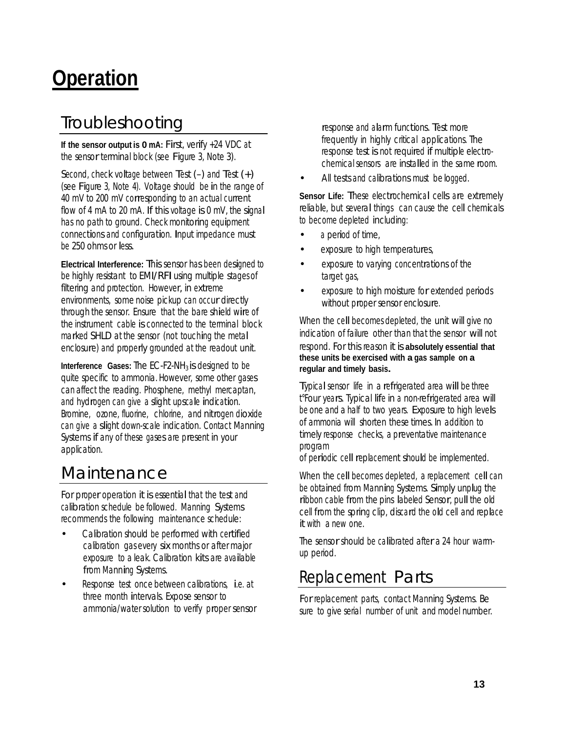# Operation

## Troubleshooting

**If the sensor output is 0 mA:** First, verify +24 VDC at the sensor terminal block (see Figure 3, Note 3).

Second, check voltage between Test (–) and Test (+) (see Figure 3, Note 4). Voltage should be in the range of 40 mV to 200 mV corresponding to an actual current flow of 4 mA to 20 mA. If this voltage is 0 mV, the signal has no path to ground. Check monitoring equipment connections and configuration. Input impedance must be 250 ohms or less.

**Electrical Interference:** This sensor has been designed to be highly resistant to EMI/RFI using multiple stages of filtering and protection. However, in extreme environments, some noise pickup can occur directly through the sensor. Ensure that the bare shield wire of the instrument cable is connected to the terminal block marked SHLD at the sensor (not touching the metal enclosure) and properly grounded at the readout unit.

**Interference Gases:** The EC-F2-$NH_3$ is designed to be quite specific to ammonia. However, some other gases can affect the reading. Phosphene, methyl mercaptan, and hydrogen can give a slight upscale indication. Bromine, ozone, fluorine, chlorine, and nitrogen dioxide can give a slight down-scale indication. Contact Manning Systems if any of these gases are present in your application.

## Maintenance

For proper operation it is essential that the test and calibration schedule be followed. Manning Systems recommends the following maintenance schedule:

- Calibration should be performed with certified calibration gas every six months or after major exposure to a leak. Calibration kits are available from Manning Systems.
- Response test once between calibrations, i.e. at three month intervals. Expose sensor to ammonia/water solution to verify proper sensor response and alarm functions. Test more frequently in highly critical applications. The response test is not required if multiple electrochemical sensors are installed in the same room.
- All tests and calibrations must be logged.

**Sensor Life:** These electrochemical cells are extremely reliable, but several things can cause the cell chemicals to become depleted including:

- a period of time,
- exposure to high temperatures,
- exposure to varying concentrations of the target gas,
- exposure to high moisture for extended periods without proper sensor enclosure.

When the cell becomes depleted, the unit will give no indication of failure other than that the sensor will not respond. For this reason it is **absolutely essential that these units be exercised with a gas sample on a regular and timely basis.**

Typical sensor life in a refrigerated area will be three t°Four years. Typical life in a non-refrigerated area will be one and a half to two years. Exposure to high levels of ammonia will shorten these times. In addition to timely response checks, a preventative maintenance program
of periodic cell replacement should be implemented.

When the cell becomes depleted, a replacement cell can be obtained from Manning Systems. Simply unplug the ribbon cable from the pins labeled Sensor, pull the old cell from the spring clip, discard the old cell and replace it with a new one.

The sensor should be calibrated after a 24 hour warm-up period.

## Replacement Parts

For replacement parts, contact Manning Systems. Be sure to give serial number of unit and model number.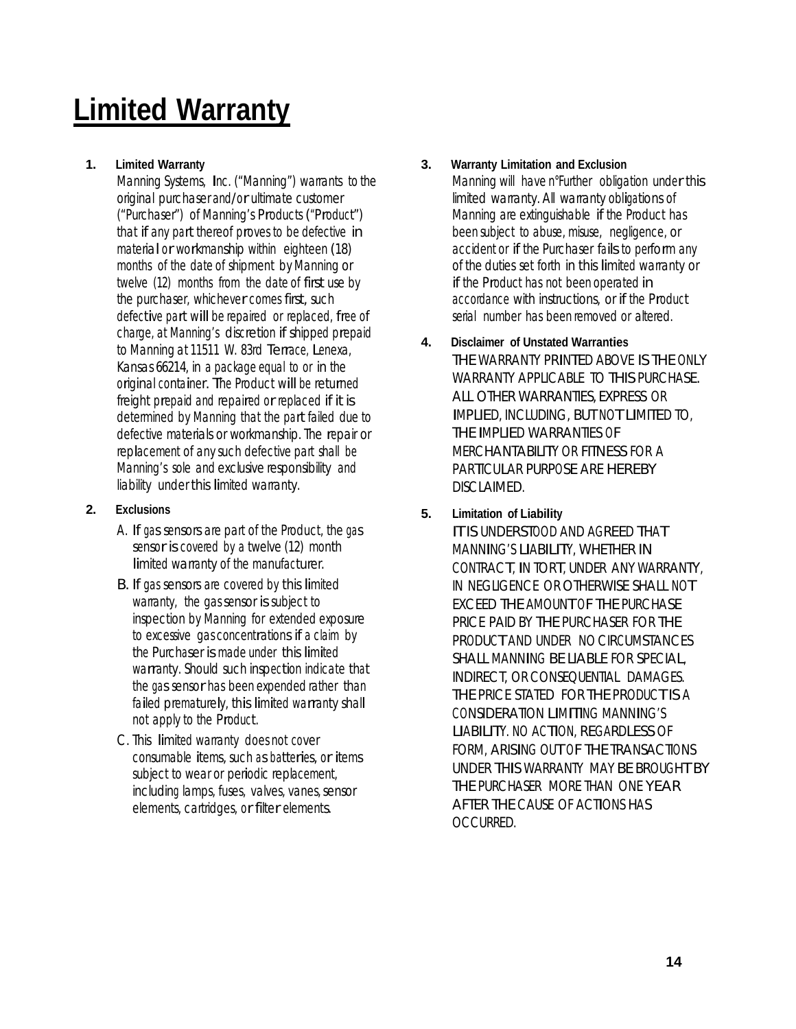# Limited Warranty

**1. Limited Warranty**

Manning Systems, Inc. ("Manning") warrants to the original purchaser and/or ultimate customer ("Purchaser") of Manning's Products ("Product") that if any part thereof proves to be defective in material or workmanship within eighteen (18) months of the date of shipment by Manning or twelve (12) months from the date of first use by the purchaser, whichever comes first, such defective part will be repaired or replaced, free of charge, at Manning's discretion if shipped prepaid to Manning at 11511 W. 83rd Terrace, Lenexa, Kansas 66214, in a package equal to or in the original container. The Product will be returned freight prepaid and repaired or replaced if it is determined by Manning that the part failed due to defective materials or workmanship. The repair or replacement of any such defective part shall be Manning's sole and exclusive responsibility and liability under this limited warranty.

**2. Exclusions**

A. If gas sensors are part of the Product, the gas sensor is covered by a twelve (12) month limited warranty of the manufacturer.

B. If gas sensors are covered by this limited warranty, the gas sensor is subject to inspection by Manning for extended exposure to excessive gas concentrations if a claim by the Purchaser is made under this limited warranty. Should such inspection indicate that the gas sensor has been expended rather than failed prematurely, this limited warranty shall not apply to the Product.

C. This limited warranty does not cover consumable items, such as batteries, or items subject to wear or periodic replacement, including lamps, fuses, valves, vanes, sensor elements, cartridges, or filter elements.

**3. Warranty Limitation and Exclusion**

Manning will have n°Further obligation under this limited warranty. All warranty obligations of Manning are extinguishable if the Product has been subject to abuse, misuse, negligence, or accident or if the Purchaser fails to perform any of the duties set forth in this limited warranty or if the Product has not been operated in accordance with instructions, or if the Product serial number has been removed or altered.

**4. Disclaimer of Unstated Warranties**

THE WARRANTY PRINTED ABOVE IS THE ONLY WARRANTY APPLICABLE TO THIS PURCHASE. ALL OTHER WARRANTIES, EXPRESS OR IMPLIED, INCLUDING, BUT NOT LIMITED TO, THE IMPLIED WARRANTIES OF MERCHANTABILITY OR FITNESS FOR A PARTICULAR PURPOSE ARE HEREBY DISCLAIMED.

**5. Limitation of Liability**

IT IS UNDERSTOOD AND AGREED THAT MANNING'S LIABILITY, WHETHER IN CONTRACT, IN TORT, UNDER ANY WARRANTY, IN NEGLIGENCE OR OTHERWISE SHALL NOT EXCEED THE AMOUNT OF THE PURCHASE PRICE PAID BY THE PURCHASER FOR THE PRODUCT AND UNDER NO CIRCUMSTANCES SHALL MANNING BE LIABLE FOR SPECIAL, INDIRECT, OR CONSEQUENTIAL DAMAGES. THE PRICE STATED FOR THE PRODUCT IS A CONSIDERATION LIMITING MANNING'S LIABILITY. NO ACTION, REGARDLESS OF FORM, ARISING OUT OF THE TRANSACTIONS UNDER THIS WARRANTY MAY BE BROUGHT BY THE PURCHASER MORE THAN ONE YEAR AFTER THE CAUSE OF ACTIONS HAS OCCURRED.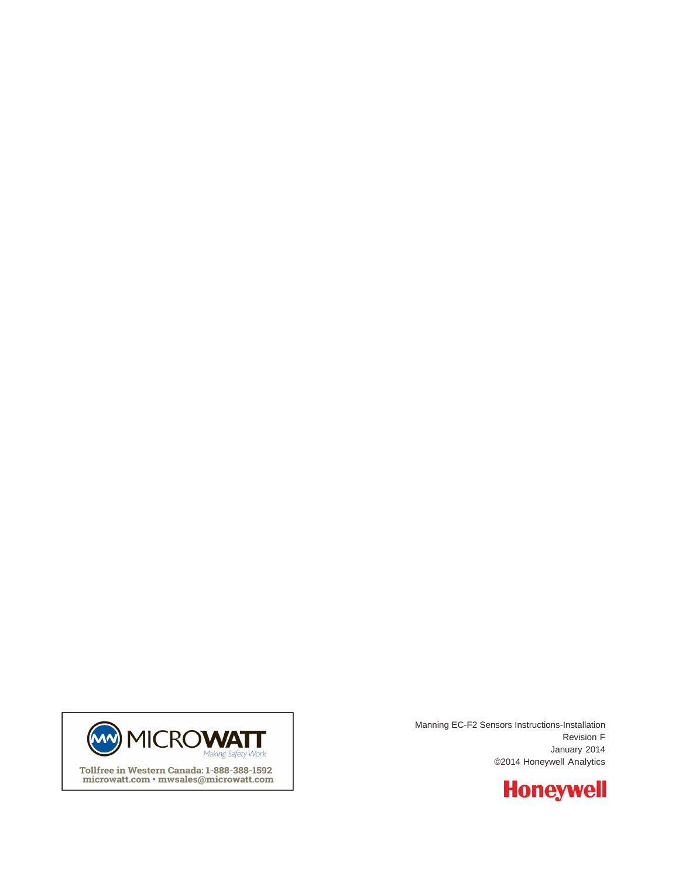MICROWATT

Making Safety Work

Tollfree in Western Canada: 1-888-388-1592
microwatt.com • mwsales@microwatt.com

Manning EC-F2 Sensors Instructions-Installation
Revision F
January 2014
©2014 Honeywell Analytics

Honeywell